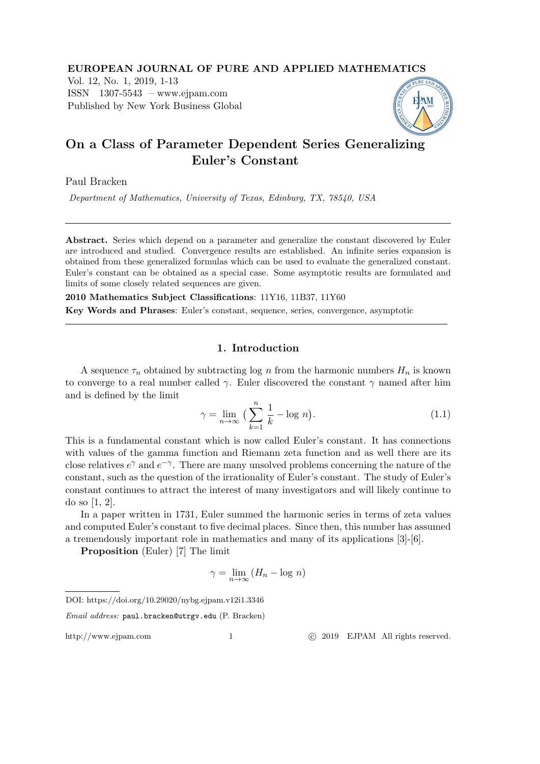# On a Class of Parameter Dependent Series Generalizing Euler's Constant

Paul Bracken

*Department of Mathematics, University of Texas, Edinburg, TX, 78540, USA*

---

**Abstract.** Series which depend on a parameter and generalize the constant discovered by Euler are introduced and studied. Convergence results are established. An infinite series expansion is obtained from these generalized formulas which can be used to evaluate the generalized constant. Euler's constant can be obtained as a special case. Some asymptotic results are formulated and limits of some closely related sequences are given.

**2010 Mathematics Subject Classifications**: 11Y16, 11B37, 11Y60

**Key Words and Phrases**: Euler's constant, sequence, series, convergence, asymptotic

---

## 1. Introduction

A sequence $\tau_n$ obtained by subtracting $\log n$ from the harmonic numbers $H_n$ is known to converge to a real number called $\gamma$. Euler discovered the constant $\gamma$ named after him and is defined by the limit

$$\gamma = \lim_{n \to \infty} \big( \sum_{k=1}^{n} \frac{1}{k} - \log\, n \big). \tag{1.1}$$

This is a fundamental constant which is now called Euler's constant. It has connections with values of the gamma function and Riemann zeta function and as well there are its close relatives $e^{\gamma}$ and $e^{-\gamma}$. There are many unsolved problems concerning the nature of the constant, such as the question of the irrationality of Euler's constant. The study of Euler's constant continues to attract the interest of many investigators and will likely continue to do so [1, 2].

In a paper written in 1731, Euler summed the harmonic series in terms of zeta values and computed Euler's constant to five decimal places. Since then, this number has assumed a tremendously important role in mathematics and many of its applications [3]-[6].

**Proposition** (Euler) [7] The limit

$$\gamma = \lim_{n \to \infty} (H_n - \log\, n)$$

---

DOI: https://doi.org/10.29020/nybg.ejpam.v12i1.3346

*Email address:* paul.bracken@utrgv.edu (P. Bracken)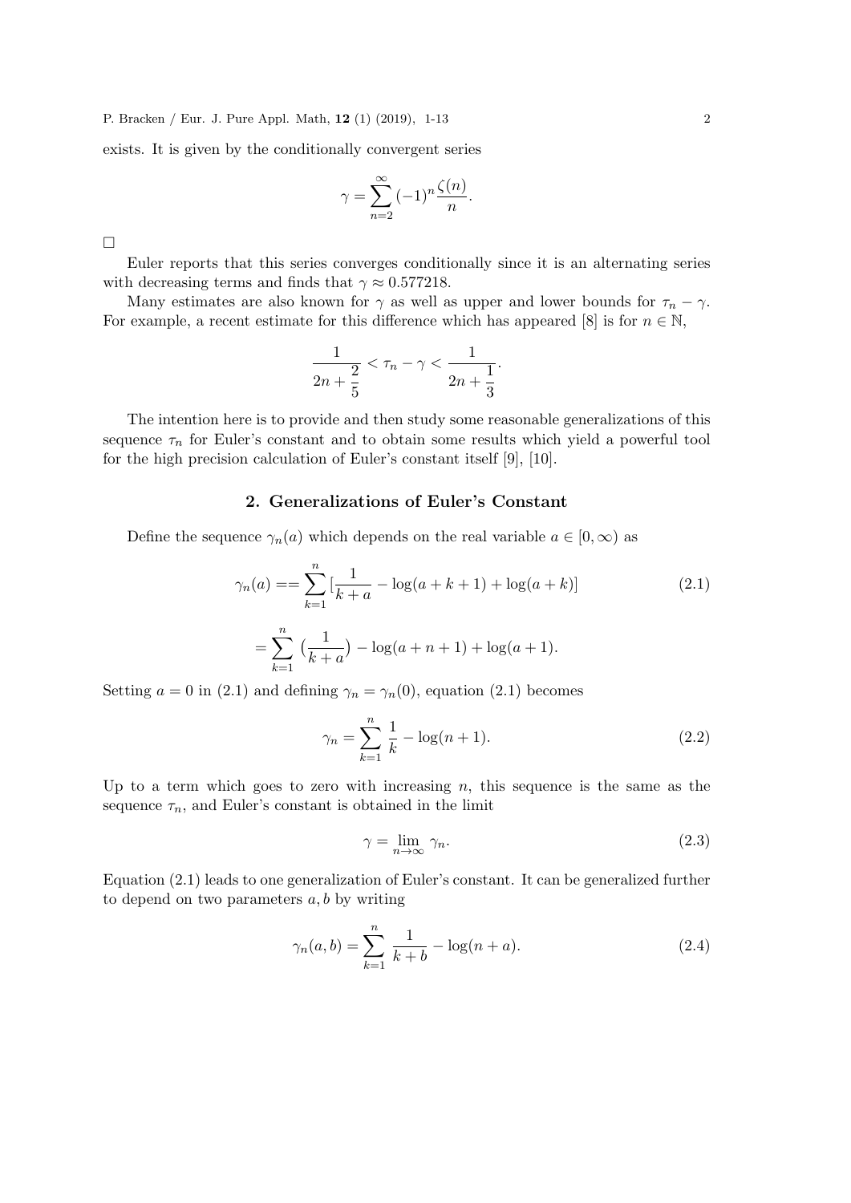exists. It is given by the conditionally convergent series

$$\gamma = \sum_{n=2}^{\infty} (-1)^n \frac{\zeta(n)}{n}.$$

□

Euler reports that this series converges conditionally since it is an alternating series with decreasing terms and finds that $\gamma \approx 0.577218$.

Many estimates are also known for $\gamma$ as well as upper and lower bounds for $\tau_n - \gamma$. For example, a recent estimate for this difference which has appeared [8] is for $n \in \mathbb{N}$,

$$\frac{1}{2n + \dfrac{2}{5}} < \tau_n - \gamma < \frac{1}{2n + \dfrac{1}{3}}.$$

The intention here is to provide and then study some reasonable generalizations of this sequence $\tau_n$ for Euler's constant and to obtain some results which yield a powerful tool for the high precision calculation of Euler's constant itself [9], [10].

## 2. Generalizations of Euler's Constant

Define the sequence $\gamma_n(a)$ which depends on the real variable $a \in [0, \infty)$ as

$$\gamma_n(a) == \sum_{k=1}^{n} [\frac{1}{k+a} - \log(a+k+1) + \log(a+k)] \tag{2.1}$$

$$= \sum_{k=1}^{n} (\frac{1}{k+a}) - \log(a+n+1) + \log(a+1).$$

Setting $a = 0$ in (2.1) and defining $\gamma_n = \gamma_n(0)$, equation (2.1) becomes

$$\gamma_n = \sum_{k=1}^{n} \frac{1}{k} - \log(n+1). \tag{2.2}$$

Up to a term which goes to zero with increasing $n$, this sequence is the same as the sequence $\tau_n$, and Euler's constant is obtained in the limit

$$\gamma = \lim_{n \to \infty} \gamma_n. \tag{2.3}$$

Equation (2.1) leads to one generalization of Euler's constant. It can be generalized further to depend on two parameters $a, b$ by writing

$$\gamma_n(a, b) = \sum_{k=1}^{n} \frac{1}{k+b} - \log(n+a). \tag{2.4}$$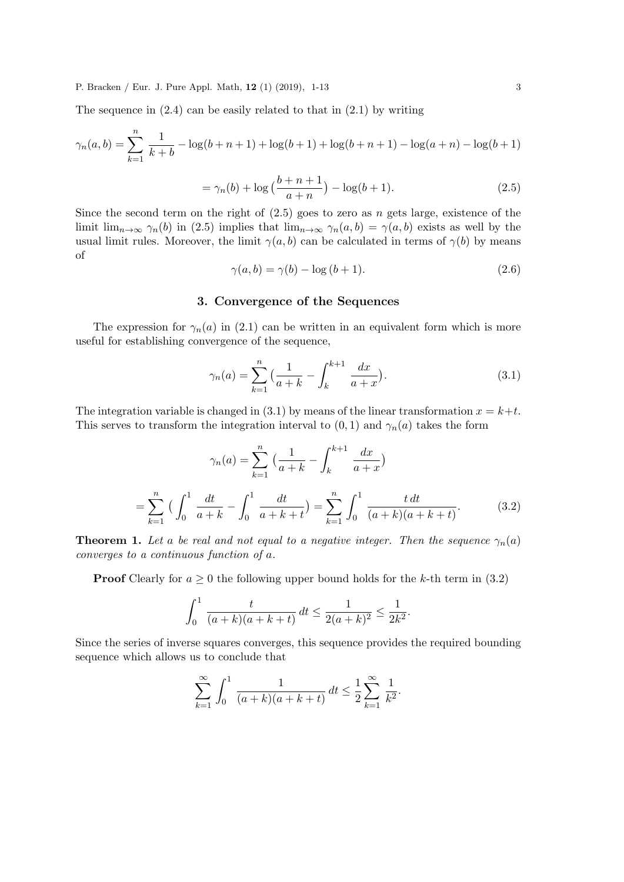The sequence in (2.4) can be easily related to that in (2.1) by writing

$$\gamma_n(a,b) = \sum_{k=1}^{n} \frac{1}{k+b} - \log(b+n+1) + \log(b+1) + \log(b+n+1) - \log(a+n) - \log(b+1)$$

$$= \gamma_n(b) + \log\big(\frac{b+n+1}{a+n}\big) - \log(b+1). \tag{2.5}$$

Since the second term on the right of (2.5) goes to zero as $n$ gets large, existence of the limit $\lim_{n\to\infty} \gamma_n(b)$ in (2.5) implies that $\lim_{n\to\infty} \gamma_n(a,b) = \gamma(a,b)$ exists as well by the usual limit rules. Moreover, the limit $\gamma(a,b)$ can be calculated in terms of $\gamma(b)$ by means of

$$\gamma(a,b) = \gamma(b) - \log(b+1). \tag{2.6}$$

## 3. Convergence of the Sequences

The expression for $\gamma_n(a)$ in (2.1) can be written in an equivalent form which is more useful for establishing convergence of the sequence,

$$\gamma_n(a) = \sum_{k=1}^{n} \big(\frac{1}{a+k} - \int_k^{k+1} \frac{dx}{a+x}\big). \tag{3.1}$$

The integration variable is changed in (3.1) by means of the linear transformation $x = k+t$. This serves to transform the integration interval to $(0,1)$ and $\gamma_n(a)$ takes the form

$$\gamma_n(a) = \sum_{k=1}^{n} \big(\frac{1}{a+k} - \int_k^{k+1} \frac{dx}{a+x}\big)$$

$$= \sum_{k=1}^{n} \big(\int_0^1 \frac{dt}{a+k} - \int_0^1 \frac{dt}{a+k+t}\big) = \sum_{k=1}^{n} \int_0^1 \frac{t\,dt}{(a+k)(a+k+t)}. \tag{3.2}$$

**Theorem 1.** *Let $a$ be real and not equal to a negative integer. Then the sequence $\gamma_n(a)$ converges to a continuous function of $a$.*

**Proof** Clearly for $a \geq 0$ the following upper bound holds for the $k$-th term in (3.2)

$$\int_0^1 \frac{t}{(a+k)(a+k+t)}\,dt \leq \frac{1}{2(a+k)^2} \leq \frac{1}{2k^2}.$$

Since the series of inverse squares converges, this sequence provides the required bounding sequence which allows us to conclude that

$$\sum_{k=1}^{\infty} \int_0^1 \frac{1}{(a+k)(a+k+t)}\,dt \leq \frac{1}{2}\sum_{k=1}^{\infty} \frac{1}{k^2}.$$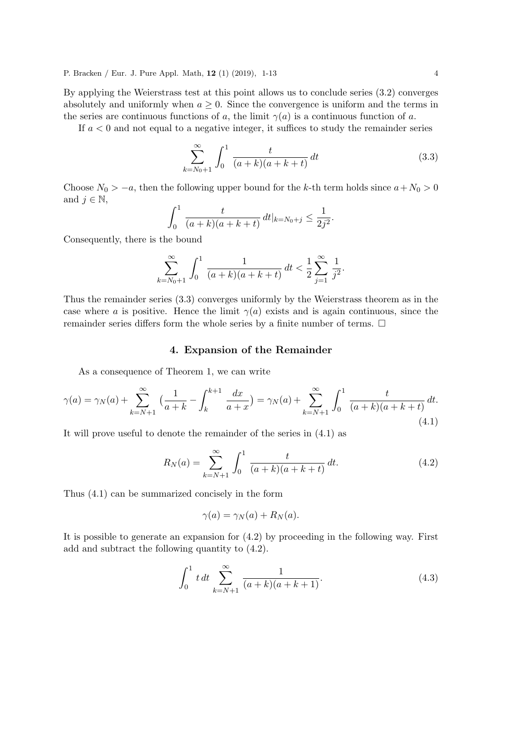By applying the Weierstrass test at this point allows us to conclude series (3.2) converges absolutely and uniformly when $a \geq 0$. Since the convergence is uniform and the terms in the series are continuous functions of $a$, the limit $\gamma(a)$ is a continuous function of $a$.

If $a < 0$ and not equal to a negative integer, it suffices to study the remainder series

$$\sum_{k=N_0+1}^{\infty} \int_0^1 \frac{t}{(a+k)(a+k+t)}\,dt \tag{3.3}$$

Choose $N_0 > -a$, then the following upper bound for the $k$-th term holds since $a + N_0 > 0$ and $j \in \mathbb{N}$,

$$\int_0^1 \frac{t}{(a+k)(a+k+t)}\,dt|_{k=N_0+j} \leq \frac{1}{2j^2}.$$

Consequently, there is the bound

$$\sum_{k=N_0+1}^{\infty} \int_0^1 \frac{1}{(a+k)(a+k+t)}\,dt < \frac{1}{2}\sum_{j=1}^{\infty} \frac{1}{j^2}.$$

Thus the remainder series (3.3) converges uniformly by the Weierstrass theorem as in the case where $a$ is positive. Hence the limit $\gamma(a)$ exists and is again continuous, since the remainder series differs form the whole series by a finite number of terms. $\square$

## 4. Expansion of the Remainder

As a consequence of Theorem 1, we can write

$$\gamma(a) = \gamma_N(a) + \sum_{k=N+1}^{\infty} \left(\frac{1}{a+k} - \int_k^{k+1} \frac{dx}{a+x}\right) = \gamma_N(a) + \sum_{k=N+1}^{\infty} \int_0^1 \frac{t}{(a+k)(a+k+t)}\,dt. \tag{4.1}$$

It will prove useful to denote the remainder of the series in (4.1) as

$$R_N(a) = \sum_{k=N+1}^{\infty} \int_0^1 \frac{t}{(a+k)(a+k+t)}\,dt. \tag{4.2}$$

Thus (4.1) can be summarized concisely in the form

$$\gamma(a) = \gamma_N(a) + R_N(a).$$

It is possible to generate an expansion for (4.2) by proceeding in the following way. First add and subtract the following quantity to (4.2).

$$\int_0^1 t\,dt \sum_{k=N+1}^{\infty} \frac{1}{(a+k)(a+k+1)}. \tag{4.3}$$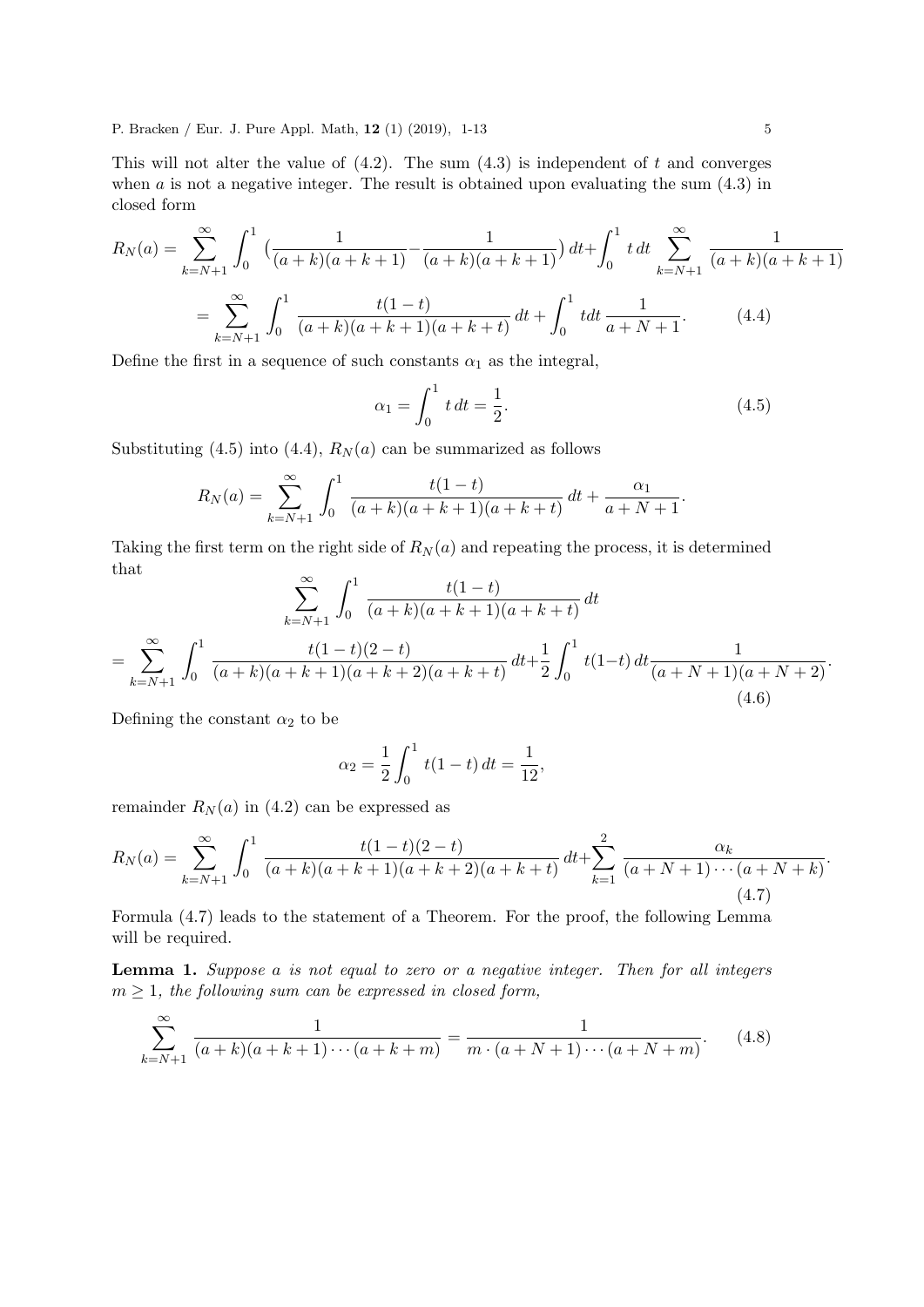This will not alter the value of (4.2). The sum (4.3) is independent of $t$ and converges when $a$ is not a negative integer. The result is obtained upon evaluating the sum (4.3) in closed form

$$R_N(a) = \sum_{k=N+1}^{\infty} \int_0^1 \big(\frac{1}{(a+k)(a+k+1)} - \frac{1}{(a+k)(a+k+1)}\big)\,dt + \int_0^1 t\,dt \sum_{k=N+1}^{\infty} \frac{1}{(a+k)(a+k+1)}$$

$$= \sum_{k=N+1}^{\infty} \int_0^1 \frac{t(1-t)}{(a+k)(a+k+1)(a+k+t)}\,dt + \int_0^1 t dt\, \frac{1}{a+N+1}. \tag{4.4}$$

Define the first in a sequence of such constants $\alpha_1$ as the integral,

$$\alpha_1 = \int_0^1 t\,dt = \frac{1}{2}. \tag{4.5}$$

Substituting (4.5) into (4.4), $R_N(a)$ can be summarized as follows

$$R_N(a) = \sum_{k=N+1}^{\infty} \int_0^1 \frac{t(1-t)}{(a+k)(a+k+1)(a+k+t)}\,dt + \frac{\alpha_1}{a+N+1}.$$

Taking the first term on the right side of $R_N(a)$ and repeating the process, it is determined that

$$\sum_{k=N+1}^{\infty} \int_0^1 \frac{t(1-t)}{(a+k)(a+k+1)(a+k+t)}\,dt$$

$$= \sum_{k=N+1}^{\infty} \int_0^1 \frac{t(1-t)(2-t)}{(a+k)(a+k+1)(a+k+2)(a+k+t)}\,dt + \frac{1}{2}\int_0^1 t(1-t)\,dt \frac{1}{(a+N+1)(a+N+2)}. \tag{4.6}$$

Defining the constant $\alpha_2$ to be

$$\alpha_2 = \frac{1}{2}\int_0^1 t(1-t)\,dt = \frac{1}{12},$$

remainder $R_N(a)$ in (4.2) can be expressed as

$$R_N(a) = \sum_{k=N+1}^{\infty} \int_0^1 \frac{t(1-t)(2-t)}{(a+k)(a+k+1)(a+k+2)(a+k+t)}\,dt + \sum_{k=1}^{2} \frac{\alpha_k}{(a+N+1)\cdots(a+N+k)}. \tag{4.7}$$

Formula (4.7) leads to the statement of a Theorem. For the proof, the following Lemma will be required.

**Lemma 1.** *Suppose $a$ is not equal to zero or a negative integer. Then for all integers $m \geq 1$, the following sum can be expressed in closed form,*

$$\sum_{k=N+1}^{\infty} \frac{1}{(a+k)(a+k+1)\cdots(a+k+m)} = \frac{1}{m\cdot(a+N+1)\cdots(a+N+m)}. \tag{4.8}$$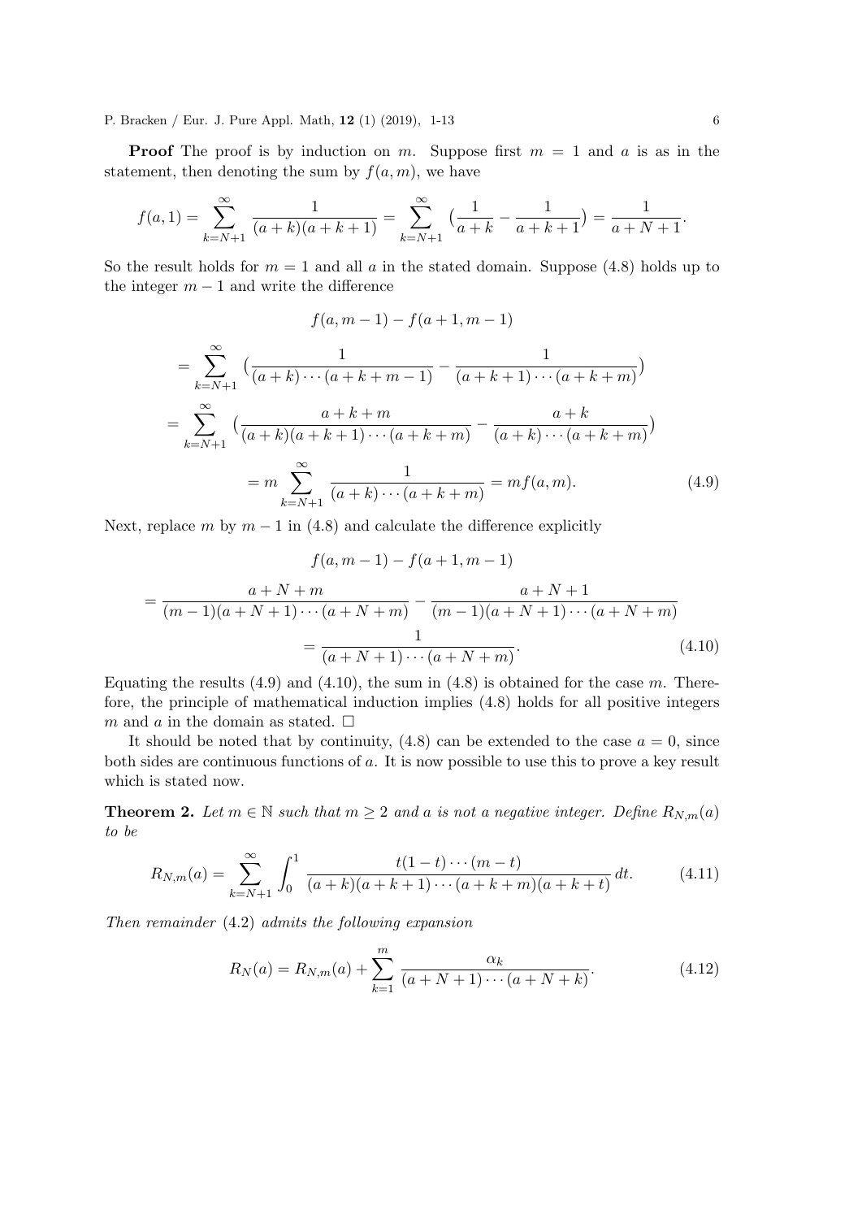**Proof** The proof is by induction on $m$. Suppose first $m = 1$ and $a$ is as in the statement, then denoting the sum by $f(a, m)$, we have

$$f(a,1) = \sum_{k=N+1}^{\infty} \frac{1}{(a+k)(a+k+1)} = \sum_{k=N+1}^{\infty} \big(\frac{1}{a+k} - \frac{1}{a+k+1}\big) = \frac{1}{a+N+1}.$$

So the result holds for $m = 1$ and all $a$ in the stated domain. Suppose (4.8) holds up to the integer $m - 1$ and write the difference

$$f(a, m-1) - f(a+1, m-1)$$

$$= \sum_{k=N+1}^{\infty} \big(\frac{1}{(a+k)\cdots(a+k+m-1)} - \frac{1}{(a+k+1)\cdots(a+k+m)}\big)$$

$$= \sum_{k=N+1}^{\infty} \big(\frac{a+k+m}{(a+k)(a+k+1)\cdots(a+k+m)} - \frac{a+k}{(a+k)\cdots(a+k+m)}\big)$$

$$= m \sum_{k=N+1}^{\infty} \frac{1}{(a+k)\cdots(a+k+m)} = m f(a,m). \tag{4.9}$$

Next, replace $m$ by $m - 1$ in (4.8) and calculate the difference explicitly

$$f(a, m-1) - f(a+1, m-1)$$

$$= \frac{a+N+m}{(m-1)(a+N+1)\cdots(a+N+m)} - \frac{a+N+1}{(m-1)(a+N+1)\cdots(a+N+m)}$$

$$= \frac{1}{(a+N+1)\cdots(a+N+m)}. \tag{4.10}$$

Equating the results (4.9) and (4.10), the sum in (4.8) is obtained for the case $m$. Therefore, the principle of mathematical induction implies (4.8) holds for all positive integers $m$ and $a$ in the domain as stated. $\square$

It should be noted that by continuity, (4.8) can be extended to the case $a = 0$, since both sides are continuous functions of $a$. It is now possible to use this to prove a key result which is stated now.

**Theorem 2.** *Let $m \in \mathbb{N}$ such that $m \geq 2$ and $a$ is not a negative integer. Define $R_{N,m}(a)$ to be*

$$R_{N,m}(a) = \sum_{k=N+1}^{\infty} \int_0^1 \frac{t(1-t)\cdots(m-t)}{(a+k)(a+k+1)\cdots(a+k+m)(a+k+t)}\, dt. \tag{4.11}$$

*Then remainder* (4.2) *admits the following expansion*

$$R_N(a) = R_{N,m}(a) + \sum_{k=1}^{m} \frac{\alpha_k}{(a+N+1)\cdots(a+N+k)}. \tag{4.12}$$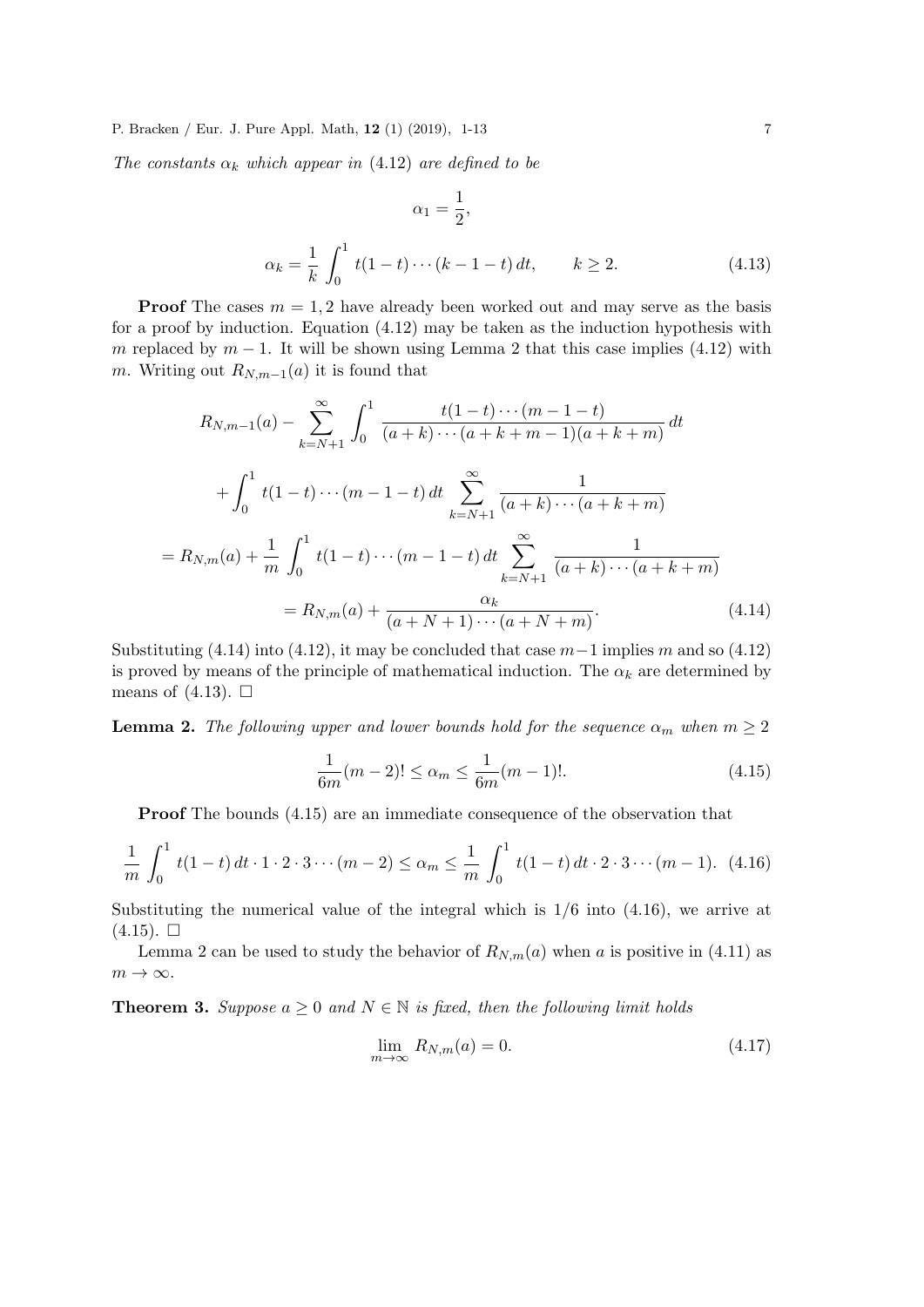*The constants $\alpha_k$ which appear in (4.12) are defined to be*

$$\alpha_1 = \frac{1}{2},$$

$$\alpha_k = \frac{1}{k} \int_0^1 t(1-t)\cdots(k-1-t)\,dt, \qquad k \geq 2. \tag{4.13}$$

**Proof** The cases $m = 1, 2$ have already been worked out and may serve as the basis for a proof by induction. Equation (4.12) may be taken as the induction hypothesis with $m$ replaced by $m-1$. It will be shown using Lemma 2 that this case implies (4.12) with $m$. Writing out $R_{N,m-1}(a)$ it is found that

$$R_{N,m-1}(a) - \sum_{k=N+1}^{\infty} \int_0^1 \frac{t(1-t)\cdots(m-1-t)}{(a+k)\cdots(a+k+m-1)(a+k+m)}\,dt$$

$$+ \int_0^1 t(1-t)\cdots(m-1-t)\,dt \sum_{k=N+1}^{\infty} \frac{1}{(a+k)\cdots(a+k+m)}$$

$$= R_{N,m}(a) + \frac{1}{m}\int_0^1 t(1-t)\cdots(m-1-t)\,dt \sum_{k=N+1}^{\infty} \frac{1}{(a+k)\cdots(a+k+m)}$$

$$= R_{N,m}(a) + \frac{\alpha_k}{(a+N+1)\cdots(a+N+m)}. \tag{4.14}$$

Substituting (4.14) into (4.12), it may be concluded that case $m-1$ implies $m$ and so (4.12) is proved by means of the principle of mathematical induction. The $\alpha_k$ are determined by means of (4.13). $\square$

**Lemma 2.** *The following upper and lower bounds hold for the sequence $\alpha_m$ when $m \geq 2$*

$$\frac{1}{6m}(m-2)! \leq \alpha_m \leq \frac{1}{6m}(m-1)!. \tag{4.15}$$

**Proof** The bounds (4.15) are an immediate consequence of the observation that

$$\frac{1}{m}\int_0^1 t(1-t)\,dt \cdot 1 \cdot 2 \cdot 3 \cdots (m-2) \leq \alpha_m \leq \frac{1}{m}\int_0^1 t(1-t)\,dt \cdot 2 \cdot 3 \cdots (m-1). \tag{4.16}$$

Substituting the numerical value of the integral which is $1/6$ into (4.16), we arrive at (4.15). $\square$

Lemma 2 can be used to study the behavior of $R_{N,m}(a)$ when $a$ is positive in (4.11) as $m \to \infty$.

**Theorem 3.** *Suppose $a \geq 0$ and $N \in \mathbb{N}$ is fixed, then the following limit holds*

$$\lim_{m\to\infty} R_{N,m}(a) = 0. \tag{4.17}$$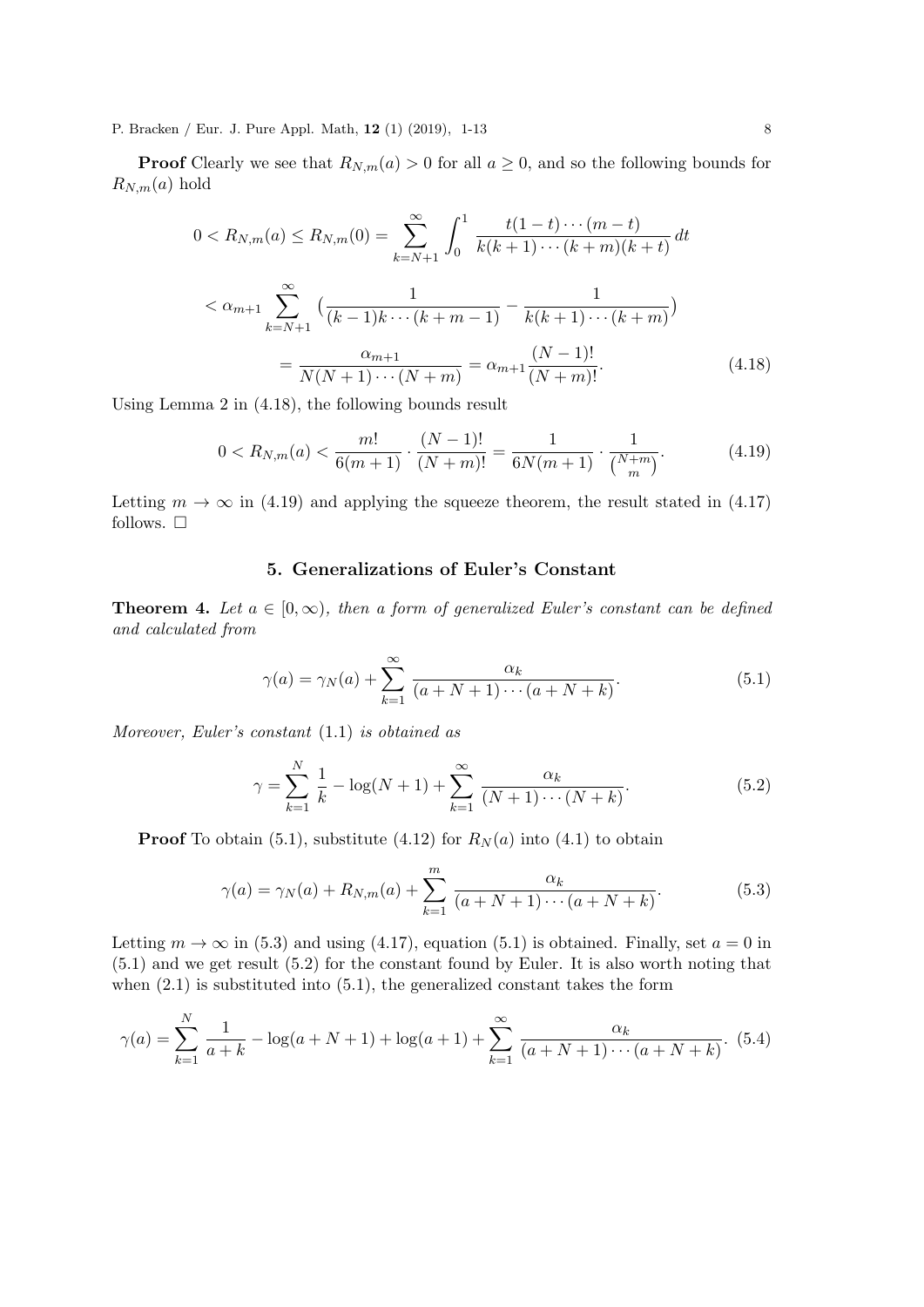**Proof** Clearly we see that $R_{N,m}(a) > 0$ for all $a \geq 0$, and so the following bounds for $R_{N,m}(a)$ hold

$$
0 < R_{N,m}(a) \leq R_{N,m}(0) = \sum_{k=N+1}^{\infty} \int_0^1 \frac{t(1-t)\cdots(m-t)}{k(k+1)\cdots(k+m)(k+t)}\,dt
$$

$$
< \alpha_{m+1} \sum_{k=N+1}^{\infty} \Big(\frac{1}{(k-1)k\cdots(k+m-1)} - \frac{1}{k(k+1)\cdots(k+m)}\Big)
$$

$$
= \frac{\alpha_{m+1}}{N(N+1)\cdots(N+m)} = \alpha_{m+1}\frac{(N-1)!}{(N+m)!}. \tag{4.18}
$$

Using Lemma 2 in (4.18), the following bounds result

$$
0 < R_{N,m}(a) < \frac{m!}{6(m+1)} \cdot \frac{(N-1)!}{(N+m)!} = \frac{1}{6N(m+1)} \cdot \frac{1}{\binom{N+m}{m}}. \tag{4.19}
$$

Letting $m \to \infty$ in (4.19) and applying the squeeze theorem, the result stated in (4.17) follows. $\square$

## 5. Generalizations of Euler's Constant

**Theorem 4.** *Let $a \in [0, \infty)$, then a form of generalized Euler's constant can be defined and calculated from*

$$
\gamma(a) = \gamma_N(a) + \sum_{k=1}^{\infty} \frac{\alpha_k}{(a+N+1)\cdots(a+N+k)}. \tag{5.1}
$$

*Moreover, Euler's constant* (1.1) *is obtained as*

$$
\gamma = \sum_{k=1}^{N} \frac{1}{k} - \log(N+1) + \sum_{k=1}^{\infty} \frac{\alpha_k}{(N+1)\cdots(N+k)}. \tag{5.2}
$$

**Proof** To obtain (5.1), substitute (4.12) for $R_N(a)$ into (4.1) to obtain

$$
\gamma(a) = \gamma_N(a) + R_{N,m}(a) + \sum_{k=1}^{m} \frac{\alpha_k}{(a+N+1)\cdots(a+N+k)}. \tag{5.3}
$$

Letting $m \to \infty$ in (5.3) and using (4.17), equation (5.1) is obtained. Finally, set $a = 0$ in (5.1) and we get result (5.2) for the constant found by Euler. It is also worth noting that when (2.1) is substituted into (5.1), the generalized constant takes the form

$$
\gamma(a) = \sum_{k=1}^{N} \frac{1}{a+k} - \log(a+N+1) + \log(a+1) + \sum_{k=1}^{\infty} \frac{\alpha_k}{(a+N+1)\cdots(a+N+k)}. \tag{5.4}
$$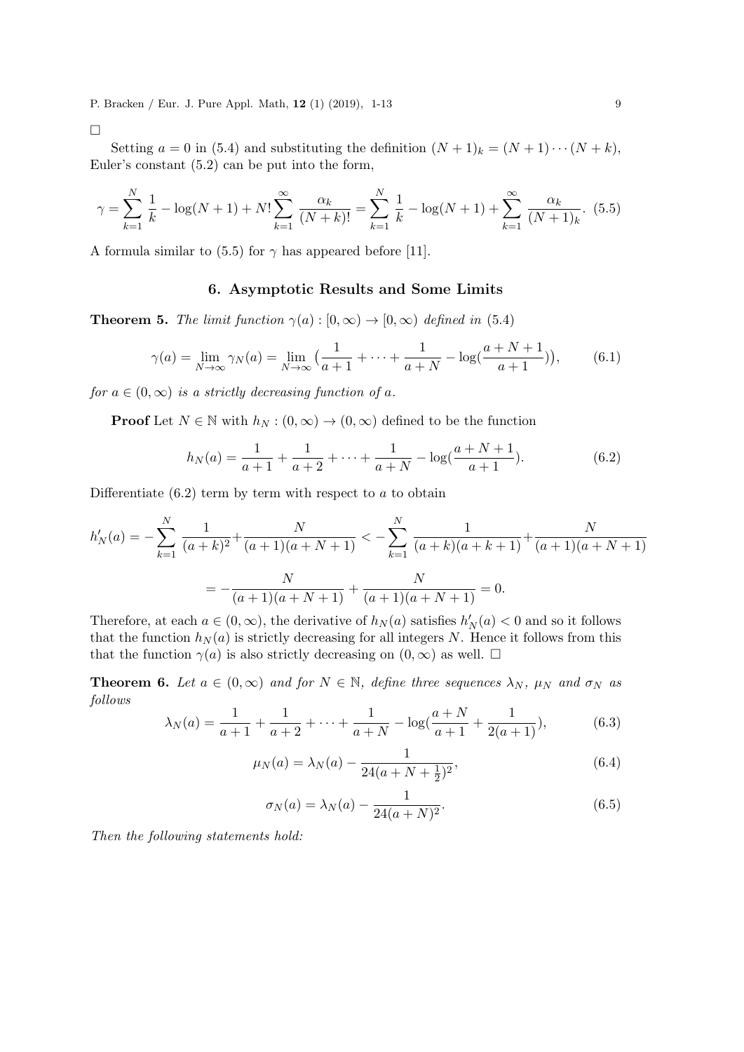□

Setting $a = 0$ in (5.4) and substituting the definition $(N+1)_k = (N+1)\cdots(N+k)$, Euler's constant (5.2) can be put into the form,

$$\gamma = \sum_{k=1}^{N} \frac{1}{k} - \log(N+1) + N! \sum_{k=1}^{\infty} \frac{\alpha_k}{(N+k)!} = \sum_{k=1}^{N} \frac{1}{k} - \log(N+1) + \sum_{k=1}^{\infty} \frac{\alpha_k}{(N+1)_k}. \quad (5.5)$$

A formula similar to (5.5) for $\gamma$ has appeared before [11].

## 6. Asymptotic Results and Some Limits

**Theorem 5.** *The limit function $\gamma(a) : [0, \infty) \to [0, \infty)$ defined in* (5.4)

$$\gamma(a) = \lim_{N \to \infty} \gamma_N(a) = \lim_{N \to \infty} \big( \frac{1}{a+1} + \cdots + \frac{1}{a+N} - \log(\frac{a+N+1}{a+1}) \big), \quad (6.1)$$

*for $a \in (0, \infty)$ is a strictly decreasing function of $a$.*

**Proof** Let $N \in \mathbb{N}$ with $h_N : (0, \infty) \to (0, \infty)$ defined to be the function

$$h_N(a) = \frac{1}{a+1} + \frac{1}{a+2} + \cdots + \frac{1}{a+N} - \log(\frac{a+N+1}{a+1}). \quad (6.2)$$

Differentiate (6.2) term by term with respect to $a$ to obtain

$$h_N'(a) = -\sum_{k=1}^{N} \frac{1}{(a+k)^2} + \frac{N}{(a+1)(a+N+1)} < -\sum_{k=1}^{N} \frac{1}{(a+k)(a+k+1)} + \frac{N}{(a+1)(a+N+1)}$$

$$= -\frac{N}{(a+1)(a+N+1)} + \frac{N}{(a+1)(a+N+1)} = 0.$$

Therefore, at each $a \in (0, \infty)$, the derivative of $h_N(a)$ satisfies $h_N'(a) < 0$ and so it follows that the function $h_N(a)$ is strictly decreasing for all integers $N$. Hence it follows from this that the function $\gamma(a)$ is also strictly decreasing on $(0, \infty)$ as well. □

**Theorem 6.** *Let $a \in (0, \infty)$ and for $N \in \mathbb{N}$, define three sequences $\lambda_N$, $\mu_N$ and $\sigma_N$ as follows*

$$\lambda_N(a) = \frac{1}{a+1} + \frac{1}{a+2} + \cdots + \frac{1}{a+N} - \log(\frac{a+N}{a+1} + \frac{1}{2(a+1)}), \quad (6.3)$$

$$\mu_N(a) = \lambda_N(a) - \frac{1}{24(a+N+\frac{1}{2})^2}, \quad (6.4)$$

$$\sigma_N(a) = \lambda_N(a) - \frac{1}{24(a+N)^2}. \quad (6.5)$$

*Then the following statements hold:*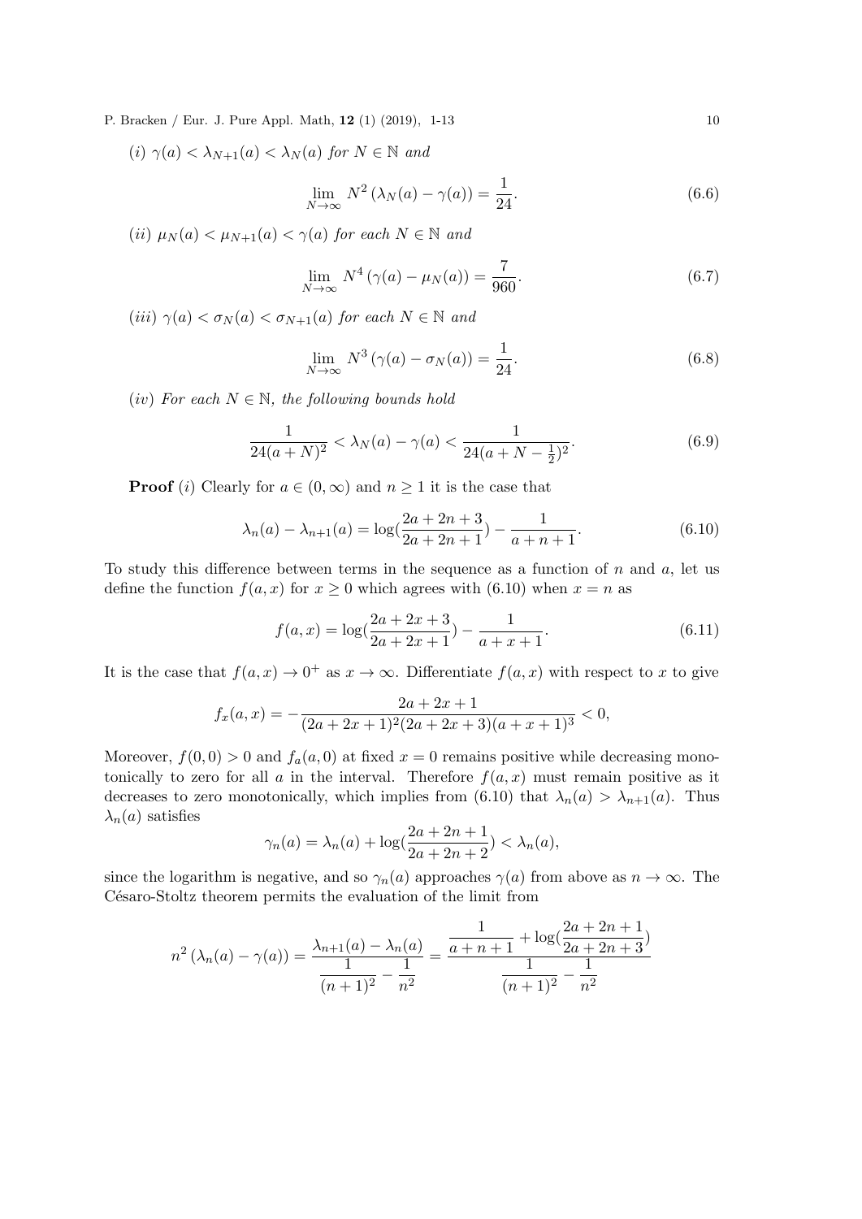*(i)* $\gamma(a) < \lambda_{N+1}(a) < \lambda_N(a)$ *for* $N \in \mathbb{N}$ *and*

$$\lim_{N\to\infty} N^2 \left(\lambda_N(a) - \gamma(a)\right) = \frac{1}{24}. \tag{6.6}$$

*(ii)* $\mu_N(a) < \mu_{N+1}(a) < \gamma(a)$ *for each* $N \in \mathbb{N}$ *and*

$$\lim_{N\to\infty} N^4 \left(\gamma(a) - \mu_N(a)\right) = \frac{7}{960}. \tag{6.7}$$

*(iii)* $\gamma(a) < \sigma_N(a) < \sigma_{N+1}(a)$ *for each* $N \in \mathbb{N}$ *and*

$$\lim_{N\to\infty} N^3 \left(\gamma(a) - \sigma_N(a)\right) = \frac{1}{24}. \tag{6.8}$$

*(iv) For each* $N \in \mathbb{N}$*, the following bounds hold*

$$\frac{1}{24(a+N)^2} < \lambda_N(a) - \gamma(a) < \frac{1}{24(a+N-\frac{1}{2})^2}. \tag{6.9}$$

**Proof** *(i)* Clearly for $a \in (0,\infty)$ and $n \geq 1$ it is the case that

$$\lambda_n(a) - \lambda_{n+1}(a) = \log(\frac{2a+2n+3}{2a+2n+1}) - \frac{1}{a+n+1}. \tag{6.10}$$

To study this difference between terms in the sequence as a function of $n$ and $a$, let us define the function $f(a,x)$ for $x \geq 0$ which agrees with (6.10) when $x = n$ as

$$f(a,x) = \log(\frac{2a+2x+3}{2a+2x+1}) - \frac{1}{a+x+1}. \tag{6.11}$$

It is the case that $f(a,x) \to 0^+$ as $x \to \infty$. Differentiate $f(a,x)$ with respect to $x$ to give

$$f_x(a,x) = -\frac{2a+2x+1}{(2a+2x+1)^2(2a+2x+3)(a+x+1)^3} < 0,$$

Moreover, $f(0,0) > 0$ and $f_a(a,0)$ at fixed $x = 0$ remains positive while decreasing monotonically to zero for all $a$ in the interval. Therefore $f(a,x)$ must remain positive as it decreases to zero monotonically, which implies from (6.10) that $\lambda_n(a) > \lambda_{n+1}(a)$. Thus $\lambda_n(a)$ satisfies

$$\gamma_n(a) = \lambda_n(a) + \log(\frac{2a+2n+1}{2a+2n+2}) < \lambda_n(a),$$

since the logarithm is negative, and so $\gamma_n(a)$ approaches $\gamma(a)$ from above as $n \to \infty$. The Césaro-Stoltz theorem permits the evaluation of the limit from

$$n^2\left(\lambda_n(a) - \gamma(a)\right) = \frac{\lambda_{n+1}(a) - \lambda_n(a)}{\dfrac{1}{(n+1)^2} - \dfrac{1}{n^2}} = \frac{\dfrac{1}{a+n+1} + \log(\dfrac{2a+2n+1}{2a+2n+3})}{\dfrac{1}{(n+1)^2} - \dfrac{1}{n^2}}$$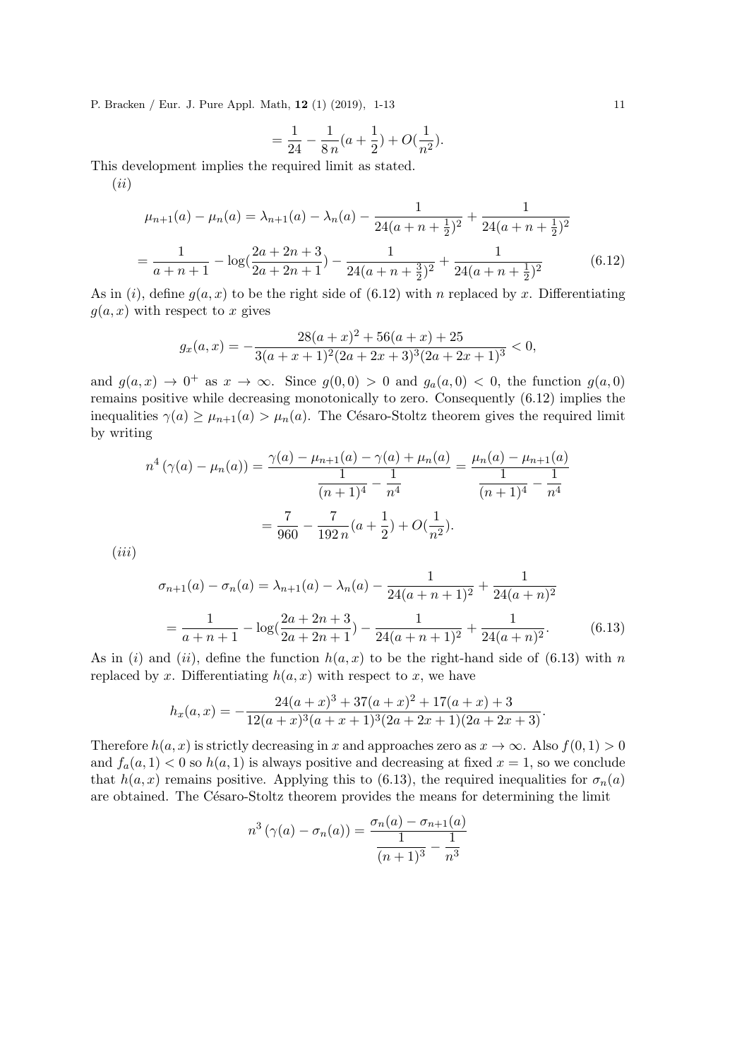$$= \frac{1}{24} - \frac{1}{8\,n}(a + \frac{1}{2}) + O(\frac{1}{n^2}).$$

This development implies the required limit as stated.

$(ii)$

$$\mu_{n+1}(a) - \mu_n(a) = \lambda_{n+1}(a) - \lambda_n(a) - \frac{1}{24(a+n+\frac{1}{2})^2} + \frac{1}{24(a+n+\frac{1}{2})^2}$$

$$= \frac{1}{a+n+1} - \log(\frac{2a+2n+3}{2a+2n+1}) - \frac{1}{24(a+n+\frac{3}{2})^2} + \frac{1}{24(a+n+\frac{1}{2})^2} \tag{6.12}$$

As in $(i)$, define $g(a,x)$ to be the right side of (6.12) with $n$ replaced by $x$. Differentiating $g(a,x)$ with respect to $x$ gives

$$g_x(a,x) = -\frac{28(a+x)^2 + 56(a+x) + 25}{3(a+x+1)^2(2a+2x+3)^3(2a+2x+1)^3} < 0,$$

and $g(a,x) \to 0^+$ as $x \to \infty$. Since $g(0,0) > 0$ and $g_a(a,0) < 0$, the function $g(a,0)$ remains positive while decreasing monotonically to zero. Consequently (6.12) implies the inequalities $\gamma(a) \geq \mu_{n+1}(a) > \mu_n(a)$. The Césaro-Stoltz theorem gives the required limit by writing

$$n^4\,(\gamma(a) - \mu_n(a)) = \frac{\gamma(a) - \mu_{n+1}(a) - \gamma(a) + \mu_n(a)}{\dfrac{1}{(n+1)^4} - \dfrac{1}{n^4}} = \frac{\mu_n(a) - \mu_{n+1}(a)}{\dfrac{1}{(n+1)^4} - \dfrac{1}{n^4}}$$

$$= \frac{7}{960} - \frac{7}{192\,n}(a + \frac{1}{2}) + O(\frac{1}{n^2}).$$

$(iii)$

$$\sigma_{n+1}(a) - \sigma_n(a) = \lambda_{n+1}(a) - \lambda_n(a) - \frac{1}{24(a+n+1)^2} + \frac{1}{24(a+n)^2}$$

$$= \frac{1}{a+n+1} - \log(\frac{2a+2n+3}{2a+2n+1}) - \frac{1}{24(a+n+1)^2} + \frac{1}{24(a+n)^2}. \tag{6.13}$$

As in $(i)$ and $(ii)$, define the function $h(a,x)$ to be the right-hand side of (6.13) with $n$ replaced by $x$. Differentiating $h(a,x)$ with respect to $x$, we have

$$h_x(a,x) = -\frac{24(a+x)^3 + 37(a+x)^2 + 17(a+x) + 3}{12(a+x)^3(a+x+1)^3(2a+2x+1)(2a+2x+3)}.$$

Therefore $h(a,x)$ is strictly decreasing in $x$ and approaches zero as $x \to \infty$. Also $f(0,1) > 0$ and $f_a(a,1) < 0$ so $h(a,1)$ is always positive and decreasing at fixed $x = 1$, so we conclude that $h(a,x)$ remains positive. Applying this to (6.13), the required inequalities for $\sigma_n(a)$ are obtained. The Césaro-Stoltz theorem provides the means for determining the limit

$$n^3\,(\gamma(a) - \sigma_n(a)) = \frac{\sigma_n(a) - \sigma_{n+1}(a)}{\dfrac{1}{(n+1)^3} - \dfrac{1}{n^3}}$$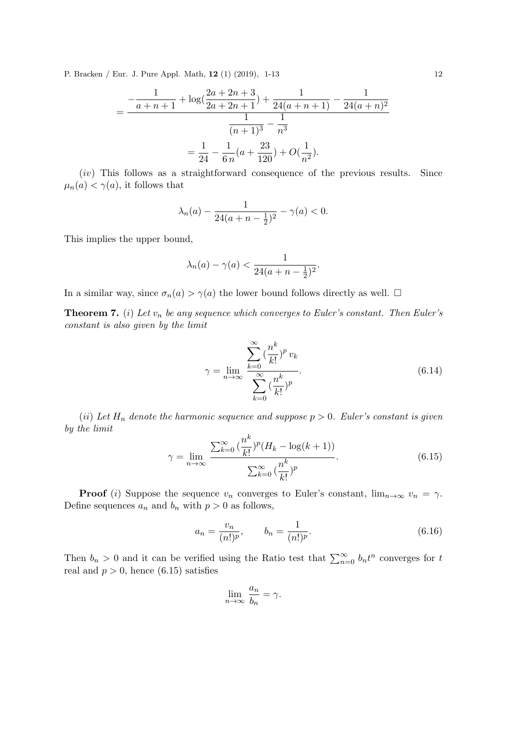$$= \frac{-\dfrac{1}{a+n+1} + \log(\dfrac{2a+2n+3}{2a+2n+1}) + \dfrac{1}{24(a+n+1)} - \dfrac{1}{24(a+n)^2}}{\dfrac{1}{(n+1)^3} - \dfrac{1}{n^3}}$$

$$= \frac{1}{24} - \frac{1}{6\,n}(a + \frac{23}{120}) + O(\frac{1}{n^2}).$$

(*iv*) This follows as a straightforward consequence of the previous results. Since $\mu_n(a) < \gamma(a)$, it follows that

$$\lambda_n(a) - \frac{1}{24(a+n-\frac{1}{2})^2} - \gamma(a) < 0.$$

This implies the upper bound,

$$\lambda_n(a) - \gamma(a) < \frac{1}{24(a+n-\frac{1}{2})^2}.$$

In a similar way, since $\sigma_n(a) > \gamma(a)$ the lower bound follows directly as well. □

**Theorem 7.** (*i*) *Let $v_n$ be any sequence which converges to Euler's constant. Then Euler's constant is also given by the limit*

$$\gamma = \lim_{n \to \infty} \frac{\displaystyle\sum_{k=0}^{\infty} (\frac{n^k}{k!})^p \, v_k}{\displaystyle\sum_{k=0}^{\infty} (\frac{n^k}{k!})^p}. \tag{6.14}$$

(*ii*) *Let $H_n$ denote the harmonic sequence and suppose $p > 0$. Euler's constant is given by the limit*

$$\gamma = \lim_{n \to \infty} \frac{\sum_{k=0}^{\infty} (\frac{n^k}{k!})^p (H_k - \log(k+1))}{\sum_{k=0}^{\infty} (\frac{n^k}{k!})^p}. \tag{6.15}$$

**Proof** (*i*) Suppose the sequence $v_n$ converges to Euler's constant, $\lim_{n\to\infty} v_n = \gamma$. Define sequences $a_n$ and $b_n$ with $p > 0$ as follows,

$$a_n = \frac{v_n}{(n!)^p}, \qquad b_n = \frac{1}{(n!)^p}. \tag{6.16}$$

Then $b_n > 0$ and it can be verified using the Ratio test that $\sum_{n=0}^{\infty} b_n t^n$ converges for $t$ real and $p > 0$, hence (6.15) satisfies

$$\lim_{n \to \infty} \frac{a_n}{b_n} = \gamma.$$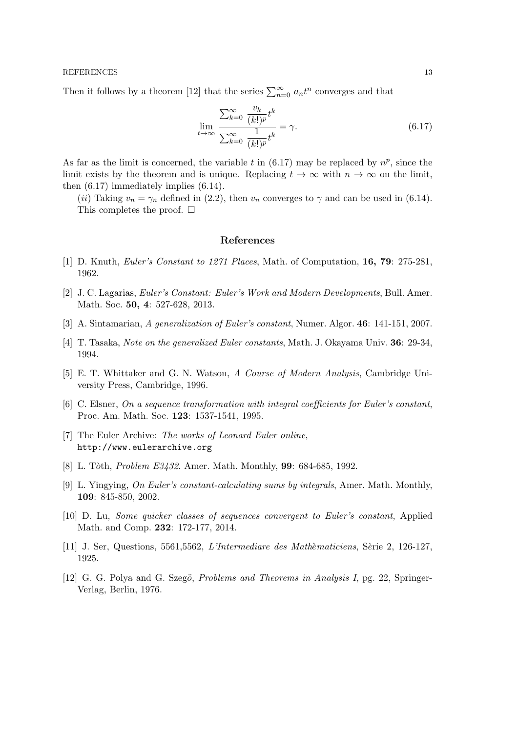Then it follows by a theorem [12] that the series $\sum_{n=0}^{\infty} a_n t^n$ converges and that

$$\lim_{t\to\infty} \frac{\sum_{k=0}^{\infty} \dfrac{v_k}{(k!)^p} t^k}{\sum_{k=0}^{\infty} \dfrac{1}{(k!)^p} t^k} = \gamma. \tag{6.17}$$

As far as the limit is concerned, the variable $t$ in (6.17) may be replaced by $n^p$, since the limit exists by the theorem and is unique. Replacing $t \to \infty$ with $n \to \infty$ on the limit, then (6.17) immediately implies (6.14).

(*ii*) Taking $v_n = \gamma_n$ defined in (2.2), then $v_n$ converges to $\gamma$ and can be used in (6.14). This completes the proof. □

## References

[1] D. Knuth, *Euler's Constant to 1271 Places*, Math. of Computation, **16, 79**: 275-281, 1962.

[2] J. C. Lagarias, *Euler's Constant: Euler's Work and Modern Developments*, Bull. Amer. Math. Soc. **50, 4**: 527-628, 2013.

[3] A. Sintamarian, *A generalization of Euler's constant*, Numer. Algor. **46**: 141-151, 2007.

[4] T. Tasaka, *Note on the generalized Euler constants*, Math. J. Okayama Univ. **36**: 29-34, 1994.

[5] E. T. Whittaker and G. N. Watson, *A Course of Modern Analysis*, Cambridge University Press, Cambridge, 1996.

[6] C. Elsner, *On a sequence transformation with integral coefficients for Euler's constant*, Proc. Am. Math. Soc. **123**: 1537-1541, 1995.

[7] The Euler Archive: *The works of Leonard Euler online*, http://www.eulerarchive.org

[8] L. Tòth, *Problem E3432*. Amer. Math. Monthly, **99**: 684-685, 1992.

[9] L. Yingying, *On Euler's constant-calculating sums by integrals*, Amer. Math. Monthly, **109**: 845-850, 2002.

[10] D. Lu, *Some quicker classes of sequences convergent to Euler's constant*, Applied Math. and Comp. **232**: 172-177, 2014.

[11] J. Ser, Questions, 5561,5562, *L'Intermediare des Mathèmaticiens*, Sèrie 2, 126-127, 1925.

[12] G. G. Polya and G. Szegö, *Problems and Theorems in Analysis I*, pg. 22, Springer-Verlag, Berlin, 1976.